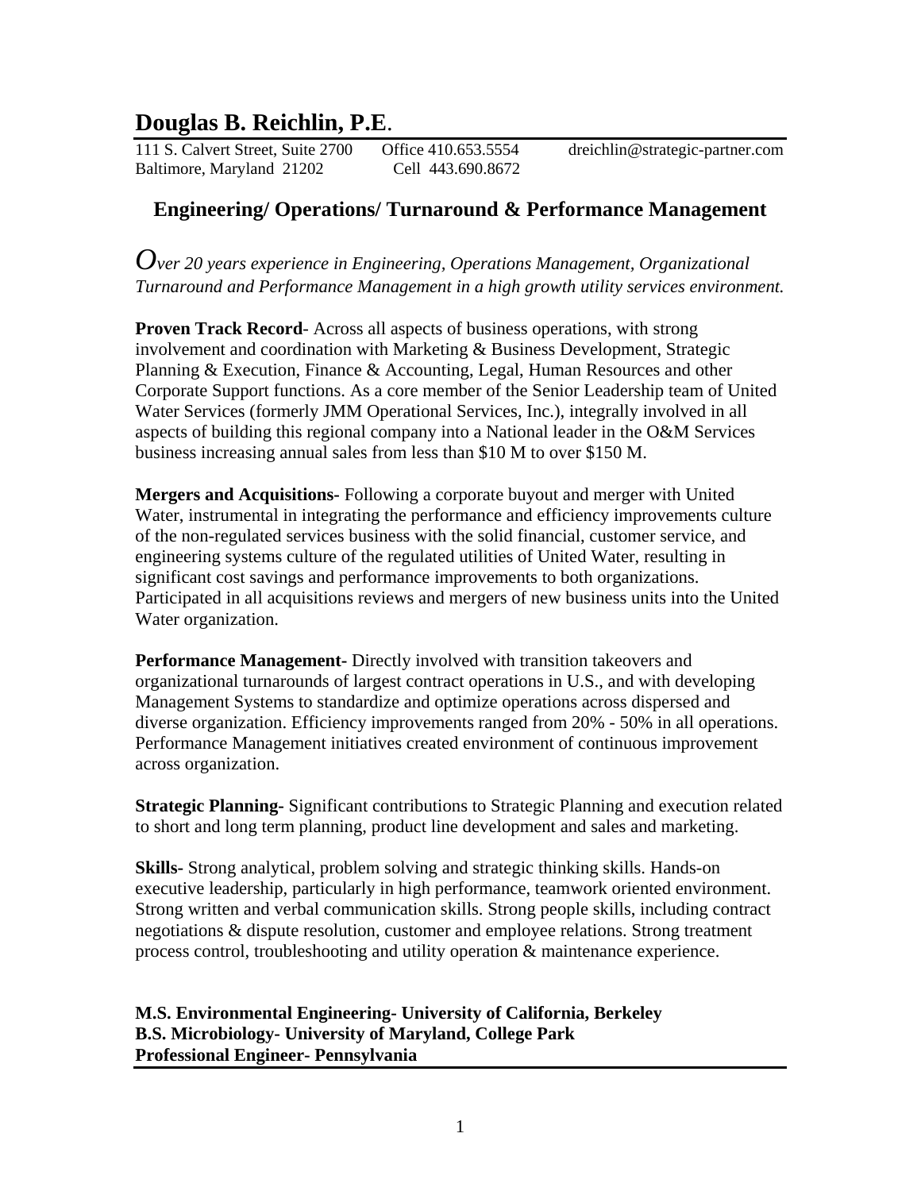# Douglas B. Reichlin, P.E.

111 S. Calvert Street, Suite 2700 Office 410.653.5554 dreichlin@strategic-partner.com
Baltimore, Maryland 21202 Cell 443.690.8672

## Engineering/ Operations/ Turnaround & Performance Management

*Over 20 years experience in Engineering, Operations Management, Organizational Turnaround and Performance Management in a high growth utility services environment.*

**Proven Track Record**- Across all aspects of business operations, with strong involvement and coordination with Marketing & Business Development, Strategic Planning & Execution, Finance & Accounting, Legal, Human Resources and other Corporate Support functions. As a core member of the Senior Leadership team of United Water Services (formerly JMM Operational Services, Inc.), integrally involved in all aspects of building this regional company into a National leader in the O&M Services business increasing annual sales from less than $10 M to over $150 M.

**Mergers and Acquisitions-** Following a corporate buyout and merger with United Water, instrumental in integrating the performance and efficiency improvements culture of the non-regulated services business with the solid financial, customer service, and engineering systems culture of the regulated utilities of United Water, resulting in significant cost savings and performance improvements to both organizations. Participated in all acquisitions reviews and mergers of new business units into the United Water organization.

**Performance Management-** Directly involved with transition takeovers and organizational turnarounds of largest contract operations in U.S., and with developing Management Systems to standardize and optimize operations across dispersed and diverse organization. Efficiency improvements ranged from 20% - 50% in all operations. Performance Management initiatives created environment of continuous improvement across organization.

**Strategic Planning-** Significant contributions to Strategic Planning and execution related to short and long term planning, product line development and sales and marketing.

**Skills-** Strong analytical, problem solving and strategic thinking skills. Hands-on executive leadership, particularly in high performance, teamwork oriented environment. Strong written and verbal communication skills. Strong people skills, including contract negotiations & dispute resolution, customer and employee relations. Strong treatment process control, troubleshooting and utility operation & maintenance experience.

**M.S. Environmental Engineering- University of California, Berkeley**
**B.S. Microbiology- University of Maryland, College Park**
**Professional Engineer- Pennsylvania**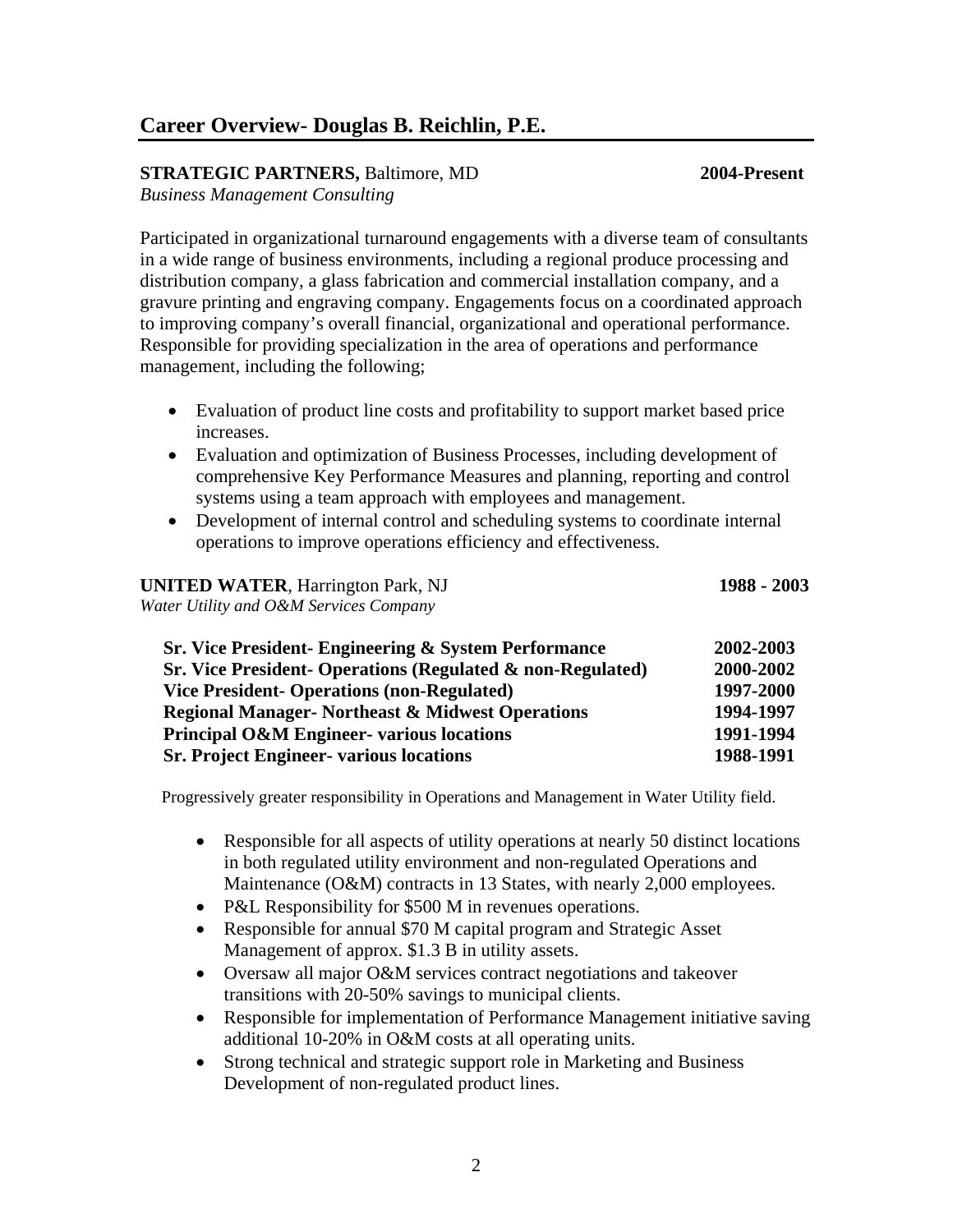## Career Overview- Douglas B. Reichlin, P.E.

**STRATEGIC PARTNERS,** Baltimore, MD **2004-Present**
*Business Management Consulting*

Participated in organizational turnaround engagements with a diverse team of consultants in a wide range of business environments, including a regional produce processing and distribution company, a glass fabrication and commercial installation company, and a gravure printing and engraving company. Engagements focus on a coordinated approach to improving company's overall financial, organizational and operational performance. Responsible for providing specialization in the area of operations and performance management, including the following;

- Evaluation of product line costs and profitability to support market based price increases.
- Evaluation and optimization of Business Processes, including development of comprehensive Key Performance Measures and planning, reporting and control systems using a team approach with employees and management.
- Development of internal control and scheduling systems to coordinate internal operations to improve operations efficiency and effectiveness.

**UNITED WATER**, Harrington Park, NJ **1988 - 2003**
*Water Utility and O&M Services Company*

**Sr. Vice President- Engineering & System Performance** **2002-2003**
**Sr. Vice President- Operations (Regulated & non-Regulated)** **2000-2002**
**Vice President- Operations (non-Regulated)** **1997-2000**
**Regional Manager- Northeast & Midwest Operations** **1994-1997**
**Principal O&M Engineer- various locations** **1991-1994**
**Sr. Project Engineer- various locations** **1988-1991**

Progressively greater responsibility in Operations and Management in Water Utility field.

- Responsible for all aspects of utility operations at nearly 50 distinct locations in both regulated utility environment and non-regulated Operations and Maintenance (O&M) contracts in 13 States, with nearly 2,000 employees.
- P&L Responsibility for $500 M in revenues operations.
- Responsible for annual $70 M capital program and Strategic Asset Management of approx. $1.3 B in utility assets.
- Oversaw all major O&M services contract negotiations and takeover transitions with 20-50% savings to municipal clients.
- Responsible for implementation of Performance Management initiative saving additional 10-20% in O&M costs at all operating units.
- Strong technical and strategic support role in Marketing and Business Development of non-regulated product lines.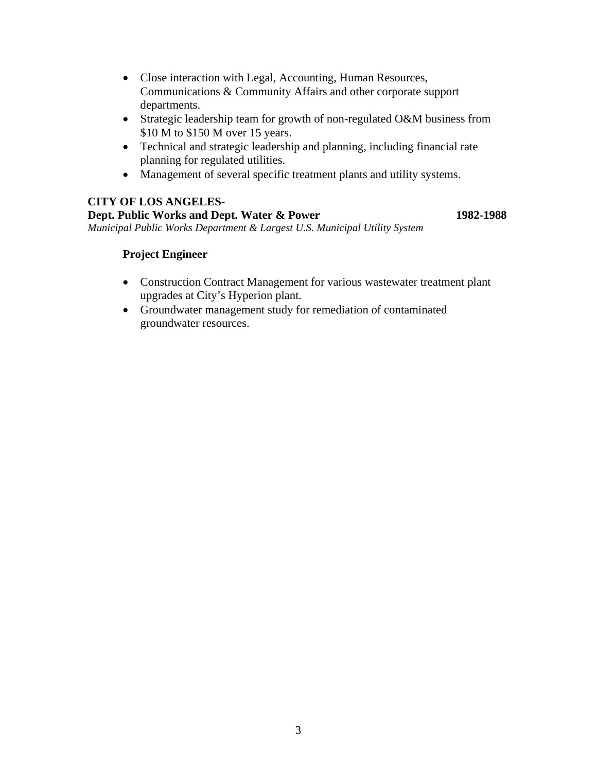- Close interaction with Legal, Accounting, Human Resources, Communications & Community Affairs and other corporate support departments.
- Strategic leadership team for growth of non-regulated O&M business from $10 M to $150 M over 15 years.
- Technical and strategic leadership and planning, including financial rate planning for regulated utilities.
- Management of several specific treatment plants and utility systems.

**CITY OF LOS ANGELES-**
**Dept. Public Works and Dept. Water & Power** **1982-1988**
*Municipal Public Works Department & Largest U.S. Municipal Utility System*

**Project Engineer**

- Construction Contract Management for various wastewater treatment plant upgrades at City's Hyperion plant.
- Groundwater management study for remediation of contaminated groundwater resources.